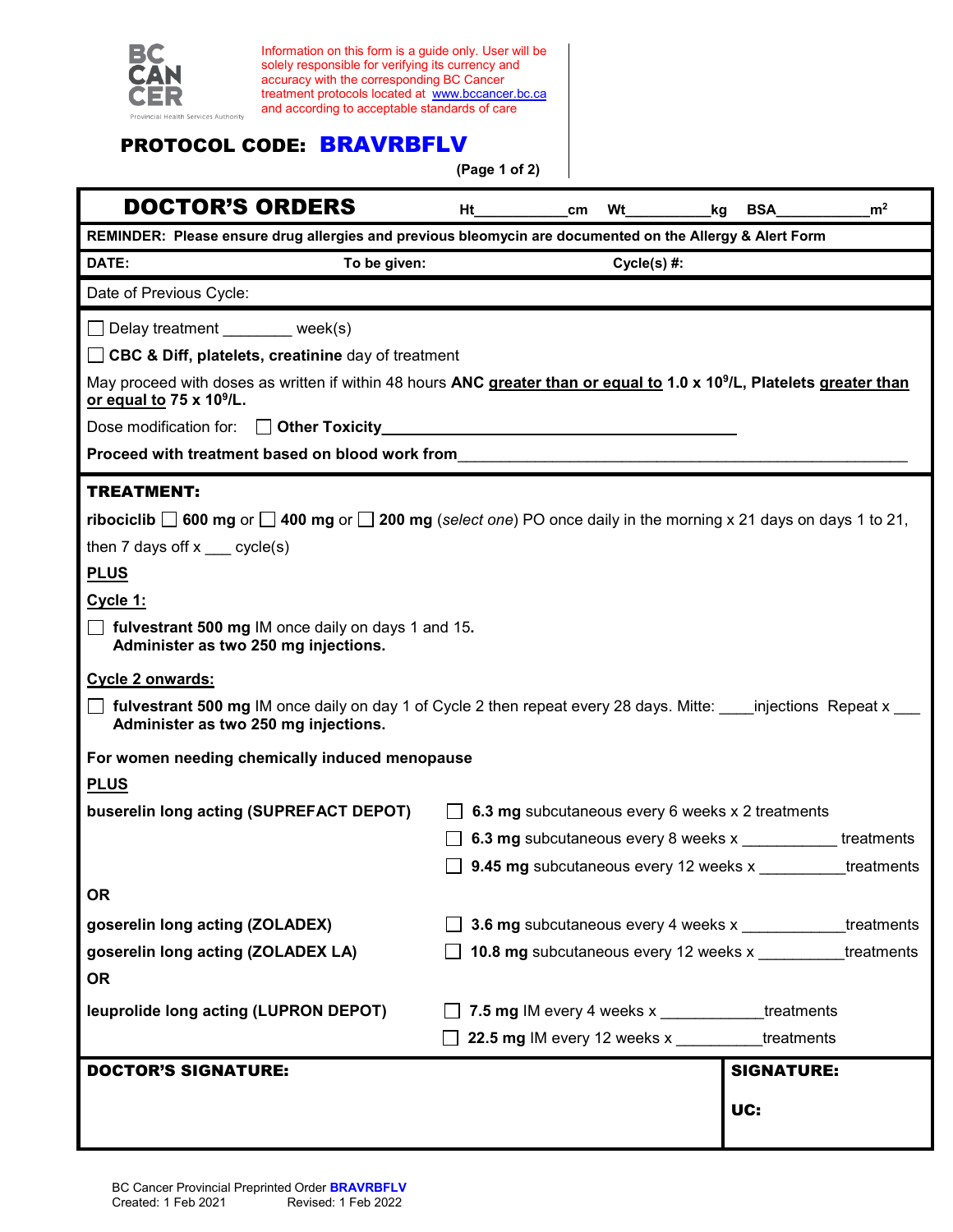BC CANCER
Provincial Health Services Authority

Information on this form is a guide only. User will be solely responsible for verifying its currency and accuracy with the corresponding BC Cancer treatment protocols located at www.bccancer.bc.ca and according to acceptable standards of care

**PROTOCOL CODE: BRAVRBFLV**

(Page 1 of 2)

## DOCTOR'S ORDERS

Ht__________cm Wt__________kg BSA__________$m^2$

**REMINDER: Please ensure drug allergies and previous bleomycin are documented on the Allergy & Alert Form**

**DATE:** **To be given:** **Cycle(s) #:**

Date of Previous Cycle:

☐ Delay treatment ________ week(s)

☐ **CBC & Diff, platelets, creatinine** day of treatment

May proceed with doses as written if within 48 hours **ANC greater than or equal to 1.0 x $10^9$/L, Platelets greater than or equal to 75 x $10^9$/L.**

Dose modification for: ☐ **Other Toxicity**________________________________

**Proceed with treatment based on blood work from**________________________________

**TREATMENT:**

**ribociclib** ☐ **600 mg** or ☐ **400 mg** or ☐ **200 mg** (*select one*) PO once daily in the morning x 21 days on days 1 to 21, then 7 days off x ___ cycle(s)

**PLUS**

**Cycle 1:**

☐ **fulvestrant 500 mg** IM once daily on days 1 and 15.
**Administer as two 250 mg injections.**

**Cycle 2 onwards:**

☐ **fulvestrant 500 mg** IM once daily on day 1 of Cycle 2 then repeat every 28 days. Mitte: ____injections Repeat x ___
**Administer as two 250 mg injections.**

**For women needing chemically induced menopause**

**PLUS**

**buserelin long acting (SUPREFACT DEPOT)**
- ☐ **6.3 mg** subcutaneous every 6 weeks x 2 treatments
- ☐ **6.3 mg** subcutaneous every 8 weeks x __________ treatments
- ☐ **9.45 mg** subcutaneous every 12 weeks x __________treatments

**OR**

**goserelin long acting (ZOLADEX)**
- ☐ **3.6 mg** subcutaneous every 4 weeks x ___________treatments

**goserelin long acting (ZOLADEX LA)**
- ☐ **10.8 mg** subcutaneous every 12 weeks x __________treatments

**OR**

**leuprolide long acting (LUPRON DEPOT)**
- ☐ **7.5 mg** IM every 4 weeks x ___________treatments
- ☐ **22.5 mg** IM every 12 weeks x __________treatments

| **DOCTOR'S SIGNATURE:** | **SIGNATURE:** <br> **UC:** |
| --- | --- |

BC Cancer Provincial Preprinted Order **BRAVRBFLV**
Created: 1 Feb 2021 Revised: 1 Feb 2022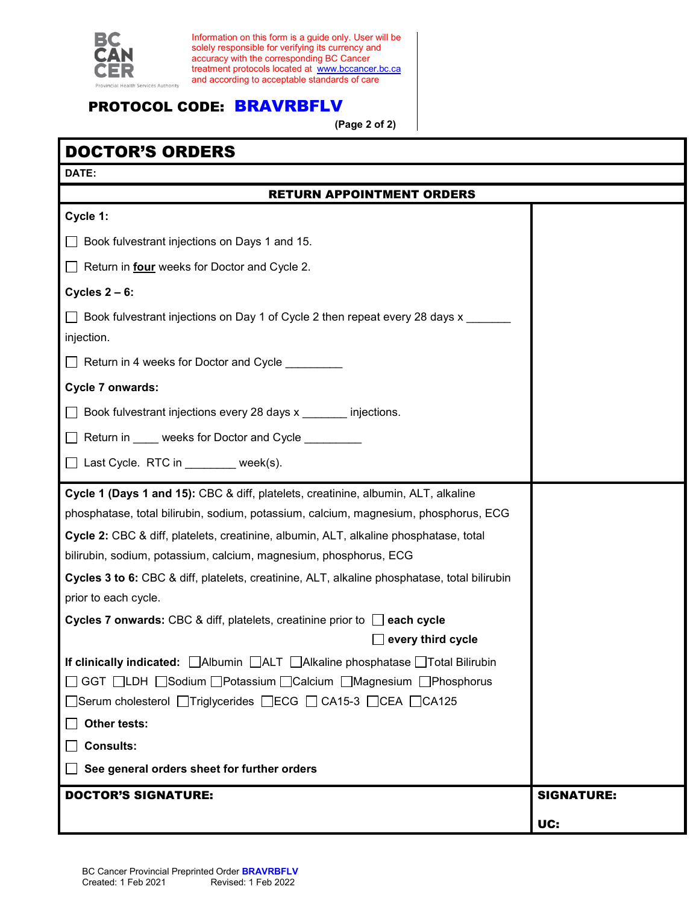Information on this form is a guide only. User will be solely responsible for verifying its currency and accuracy with the corresponding BC Cancer treatment protocols located at www.bccancer.bc.ca and according to acceptable standards of care

**PROTOCOL CODE: BRAVRBFLV**

# DOCTOR'S ORDERS

**DATE:**

## RETURN APPOINTMENT ORDERS

**Cycle 1:**

☐ Book fulvestrant injections on Days 1 and 15.

☐ Return in **four** weeks for Doctor and Cycle 2.

**Cycles 2 – 6:**

☐ Book fulvestrant injections on Day 1 of Cycle 2 then repeat every 28 days x _______ injection.

☐ Return in 4 weeks for Doctor and Cycle _________

**Cycle 7 onwards:**

☐ Book fulvestrant injections every 28 days x _______ injections.

☐ Return in ____ weeks for Doctor and Cycle _________

☐ Last Cycle. RTC in ________ week(s).

**Cycle 1 (Days 1 and 15):** CBC & diff, platelets, creatinine, albumin, ALT, alkaline phosphatase, total bilirubin, sodium, potassium, calcium, magnesium, phosphorus, ECG

**Cycle 2:** CBC & diff, platelets, creatinine, albumin, ALT, alkaline phosphatase, total bilirubin, sodium, potassium, calcium, magnesium, phosphorus, ECG

**Cycles 3 to 6:** CBC & diff, platelets, creatinine, ALT, alkaline phosphatase, total bilirubin prior to each cycle.

**Cycles 7 onwards:** CBC & diff, platelets, creatinine prior to ☐ **each cycle** ☐ **every third cycle**

**If clinically indicated:** ☐Albumin ☐ALT ☐Alkaline phosphatase ☐Total Bilirubin ☐ GGT ☐LDH ☐Sodium ☐Potassium ☐Calcium ☐Magnesium ☐Phosphorus ☐Serum cholesterol ☐Triglycerides ☐ECG ☐ CA15-3 ☐CEA ☐CA125

☐ **Other tests:**

☐ **Consults:**

☐ **See general orders sheet for further orders**

| **DOCTOR'S SIGNATURE:** | **SIGNATURE:** <br> **UC:** |
|---|---|

BC Cancer Provincial Preprinted Order **BRAVRBFLV**
Created: 1 Feb 2021 Revised: 1 Feb 2022